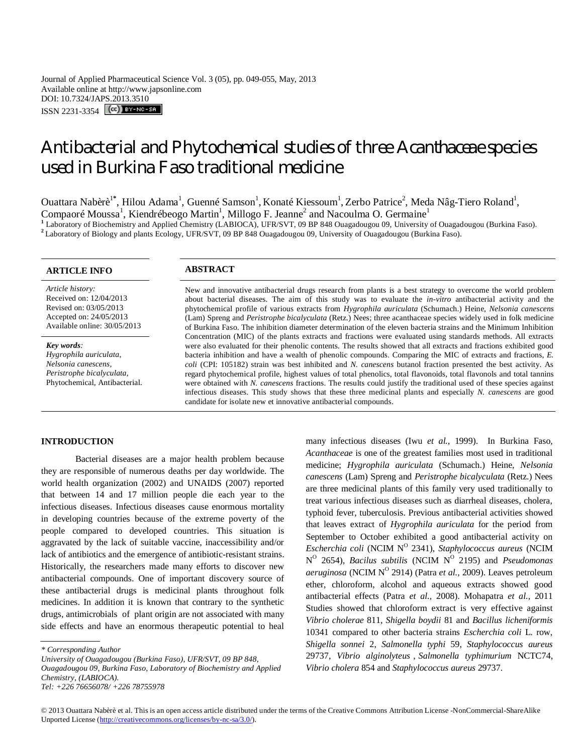Journal of Applied Pharmaceutical Science Vol. 3 (05), pp. 049-055, May, 2013
Available online at http://www.japsonline.com
DOI: 10.7324/JAPS.2013.3510
ISSN 2231-3354

# Antibacterial and Phytochemical studies of three Acanthaceae species used in Burkina Faso traditional medicine

Ouattara Nabèrè[1*], Hilou Adama[1], Guenné Samson[1], Konaté Kiessoum[1], Zerbo Patrice[2], Meda Nâg-Tiero Roland[1], Compaoré Moussa[1], Kiendrébeogo Martin[1], Millogo F. Jeanne[2] and Nacoulma O. Germaine[1]

[1] Laboratory of Biochemistry and Applied Chemistry (LABIOCA), UFR/SVT, 09 BP 848 Ouagadougou 09, University of Ouagadougou (Burkina Faso).
[2] Laboratory of Biology and plants Ecology, UFR/SVT, 09 BP 848 Ouagadougou 09, University of Ouagadougou (Burkina Faso).

## ARTICLE INFO

*Article history:*
Received on: 12/04/2013
Revised on: 03/05/2013
Accepted on: 24/05/2013
Available online: 30/05/2013

***Key words:***
*Hygrophila auriculata, Nelsonia canescens, Peristrophe bicalyculata,* Phytochemical, Antibacterial.

## ABSTRACT

New and innovative antibacterial drugs research from plants is a best strategy to overcome the world problem about bacterial diseases. The aim of this study was to evaluate the *in-vitro* antibacterial activity and the phytochemical profile of various extracts from *Hygrophila auriculata* (Schumach.) Heine, *Nelsonia canescens* (Lam) Spreng and *Peristrophe bicalyculata* (Retz.) Nees; three acanthaceae species widely used in folk medicine of Burkina Faso. The inhibition diameter determination of the eleven bacteria strains and the Minimum Inhibition Concentration (MIC) of the plants extracts and fractions were evaluated using standards methods. All extracts were also evaluated for their phenolic contents. The results showed that all extracts and fractions exhibited good bacteria inhibition and have a wealth of phenolic compounds. Comparing the MIC of extracts and fractions, *E. coli* (CPI: 105182) strain was best inhibited and *N. canescens* butanol fraction presented the best activity. As regard phytochemical profile, highest values of total phenolics, total flavonoids, total flavonols and total tannins were obtained with *N. canescens* fractions. The results could justify the traditional used of these species against infectious diseases. This study shows that these three medicinal plants and especially *N. canescens* are good candidate for isolate new et innovative antibacterial compounds.

## INTRODUCTION

Bacterial diseases are a major health problem because they are responsible of numerous deaths per day worldwide. The world health organization (2002) and UNAIDS (2007) reported that between 14 and 17 million people die each year to the infectious diseases. Infectious diseases cause enormous mortality in developing countries because of the extreme poverty of the people compared to developed countries. This situation is aggravated by the lack of suitable vaccine, inaccessibility and/or lack of antibiotics and the emergence of antibiotic-resistant strains. Historically, the researchers made many efforts to discover new antibacterial compounds. One of important discovery source of these antibacterial drugs is medicinal plants throughout folk medicines. In addition it is known that contrary to the synthetic drugs, antimicrobials of plant origin are not associated with many side effects and have an enormous therapeutic potential to heal many infectious diseases (Iwu *et al.,* 1999). In Burkina Faso, *Acanthaceae* is one of the greatest families most used in traditional medicine; *Hygrophila auriculata* (Schumach.) Heine, *Nelsonia canescens* (Lam) Spreng and *Peristrophe bicalyculata* (Retz.) Nees are three medicinal plants of this family very used traditionally to treat various infectious diseases such as diarrheal diseases, cholera, typhoid fever, tuberculosis. Previous antibacterial activities showed that leaves extract of *Hygrophila auriculata* for the period from September to October exhibited a good antibacterial activity on *Escherchia coli* (NCIM N$^{O}$ 2341), *Staphylocoocus aureus* (NCIM N$^{O}$ 2654), *Bacilus subtilis* (NCIM N$^{O}$ 2195) and *Pseudomonas aeruginosa* (NCIM N$^{O}$ 2914) (Patra *et al.,* 2009). Leaves petroleum ether, chloroform, alcohol and aqueous extracts showed good antibacterial effects (Patra *et al.,* 2008). Mohapatra *et al.,* 2011 Studies showed that chloroform extract is very effective against *Vibrio cholerae* 811, *Shigella boydii* 81 and *Bacillus licheniformis* 10341 compared to other bacteria strains *Escherchia coli* L. row, *Shigella sonnei* 2, *Salmonella typhi* 59, *Staphylococcus aureus* 29737, *Vibrio alginolyteus* , *Salmonella typhimurium* NCTC74, *Vibrio cholera* 854 and *Staphylococcus aureus* 29737.

---

\* *Corresponding Author*
*University of Ouagadougou (Burkina Faso), UFR/SVT, 09 BP 848, Ouagadougou 09, Burkina Faso, Laboratory of Biochemistry and Applied Chemistry, (LABIOCA).*
*Tel: +226 76656078/ +226 78755978*

© 2013 Ouattara Nabèrè et al. This is an open access article distributed under the terms of the Creative Commons Attribution License -NonCommercial-ShareAlike Unported License (http://creativecommons.org/licenses/by-nc-sa/3.0/).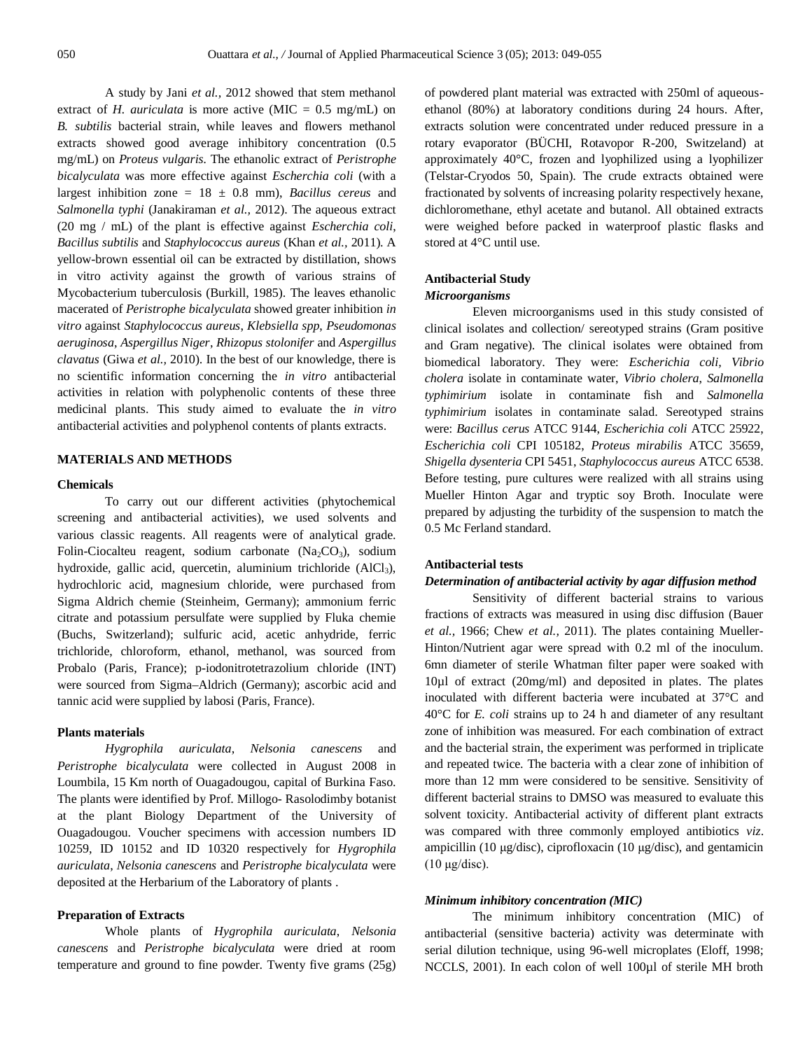A study by Jani *et al.,* 2012 showed that stem methanol extract of *H. auriculata* is more active (MIC = 0.5 mg/mL) on *B. subtilis* bacterial strain, while leaves and flowers methanol extracts showed good average inhibitory concentration (0.5 mg/mL) on *Proteus vulgaris.* The ethanolic extract of *Peristrophe bicalyculata* was more effective against *Escherichia coli* (with a largest inhibition zone = 18 ± 0.8 mm), *Bacillus cereus* and *Salmonella typhi* (Janakiraman *et al.,* 2012). The aqueous extract (20 mg / mL) of the plant is effective against *Escherichia coli*, *Bacillus subtilis* and *Staphylococcus aureus* (Khan *et al.,* 2011). A yellow-brown essential oil can be extracted by distillation, shows in vitro activity against the growth of various strains of Mycobacterium tuberculosis (Burkill, 1985). The leaves ethanolic macerated of *Peristrophe bicalyculata* showed greater inhibition *in vitro* against *Staphylococcus aureus*, *Klebsiella spp*, *Pseudomonas aeruginosa*, *Aspergillus Niger*, *Rhizopus stolonifer* and *Aspergillus clavatus* (Giwa *et al.,* 2010). In the best of our knowledge, there is no scientific information concerning the *in vitro* antibacterial activities in relation with polyphenolic contents of these three medicinal plants. This study aimed to evaluate the *in vitro* antibacterial activities and polyphenol contents of plants extracts.

## MATERIALS AND METHODS

### Chemicals

To carry out our different activities (phytochemical screening and antibacterial activities), we used solvents and various classic reagents. All reagents were of analytical grade. Folin-Ciocalteu reagent, sodium carbonate ($Na_2CO_3$), sodium hydroxide, gallic acid, quercetin, aluminium trichloride ($AlCl_3$), hydrochloric acid, magnesium chloride, were purchased from Sigma Aldrich chemie (Steinheim, Germany); ammonium ferric citrate and potassium persulfate were supplied by Fluka chemie (Buchs, Switzerland); sulfuric acid, acetic anhydride, ferric trichloride, chloroform, ethanol, methanol, was sourced from Probalo (Paris, France); p-iodonitrotetrazolium chloride (INT) were sourced from Sigma–Aldrich (Germany); ascorbic acid and tannic acid were supplied by labosi (Paris, France).

### Plants materials

*Hygrophila auriculata, Nelsonia canescens* and *Peristrophe bicalyculata* were collected in August 2008 in Loumbila, 15 Km north of Ouagadougou, capital of Burkina Faso. The plants were identified by Prof. Millogo- Rasolodimby botanist at the plant Biology Department of the University of Ouagadougou. Voucher specimens with accession numbers ID 10259, ID 10152 and ID 10320 respectively for *Hygrophila auriculata*, *Nelsonia canescens* and *Peristrophe bicalyculata* were deposited at the Herbarium of the Laboratory of plants .

### Preparation of Extracts

Whole plants of *Hygrophila auriculata*, *Nelsonia canescens* and *Peristrophe bicalyculata* were dried at room temperature and ground to fine powder. Twenty five grams (25g) of powdered plant material was extracted with 250ml of aqueous-ethanol (80%) at laboratory conditions during 24 hours. After, extracts solution were concentrated under reduced pressure in a rotary evaporator (BÜCHI, Rotavopor R-200, Switzeland) at approximately 40°C, frozen and lyophilized using a lyophilizer (Telstar-Cryodos 50, Spain). The crude extracts obtained were fractionated by solvents of increasing polarity respectively hexane, dichloromethane, ethyl acetate and butanol. All obtained extracts were weighed before packed in waterproof plastic flasks and stored at 4°C until use.

### Antibacterial Study

#### *Microorganisms*

Eleven microorganisms used in this study consisted of clinical isolates and collection/ sereotyped strains (Gram positive and Gram negative). The clinical isolates were obtained from biomedical laboratory. They were: *Escherichia coli, Vibrio cholera* isolate in contaminate water, *Vibrio cholera, Salmonella typhimirium* isolate in contaminate fish and *Salmonella typhimirium* isolates in contaminate salad. Sereotyped strains were: *Bacillus cerus* ATCC 9144, *Escherichia coli* ATCC 25922, *Escherichia coli* CPI 105182, *Proteus mirabilis* ATCC 35659, *Shigella dysenteria* CPI 5451, *Staphylococcus aureus* ATCC 6538. Before testing, pure cultures were realized with all strains using Mueller Hinton Agar and tryptic soy Broth. Inoculate were prepared by adjusting the turbidity of the suspension to match the 0.5 Mc Ferland standard.

### Antibacterial tests

#### *Determination of antibacterial activity by agar diffusion method*

Sensitivity of different bacterial strains to various fractions of extracts was measured in using disc diffusion (Bauer *et al.,* 1966; Chew *et al.,* 2011). The plates containing Mueller-Hinton/Nutrient agar were spread with 0.2 ml of the inoculum. 6mn diameter of sterile Whatman filter paper were soaked with 10µl of extract (20mg/ml) and deposited in plates. The plates inoculated with different bacteria were incubated at 37°C and 40°C for *E. coli* strains up to 24 h and diameter of any resultant zone of inhibition was measured. For each combination of extract and the bacterial strain, the experiment was performed in triplicate and repeated twice. The bacteria with a clear zone of inhibition of more than 12 mm were considered to be sensitive. Sensitivity of different bacterial strains to DMSO was measured to evaluate this solvent toxicity. Antibacterial activity of different plant extracts was compared with three commonly employed antibiotics *viz*. ampicillin (10 µg/disc), ciprofloxacin (10 µg/disc), and gentamicin (10 µg/disc).

#### *Minimum inhibitory concentration (MIC)*

The minimum inhibitory concentration (MIC) of antibacterial (sensitive bacteria) activity was determinate with serial dilution technique, using 96-well microplates (Eloff, 1998; NCCLS, 2001). In each colon of well 100µl of sterile MH broth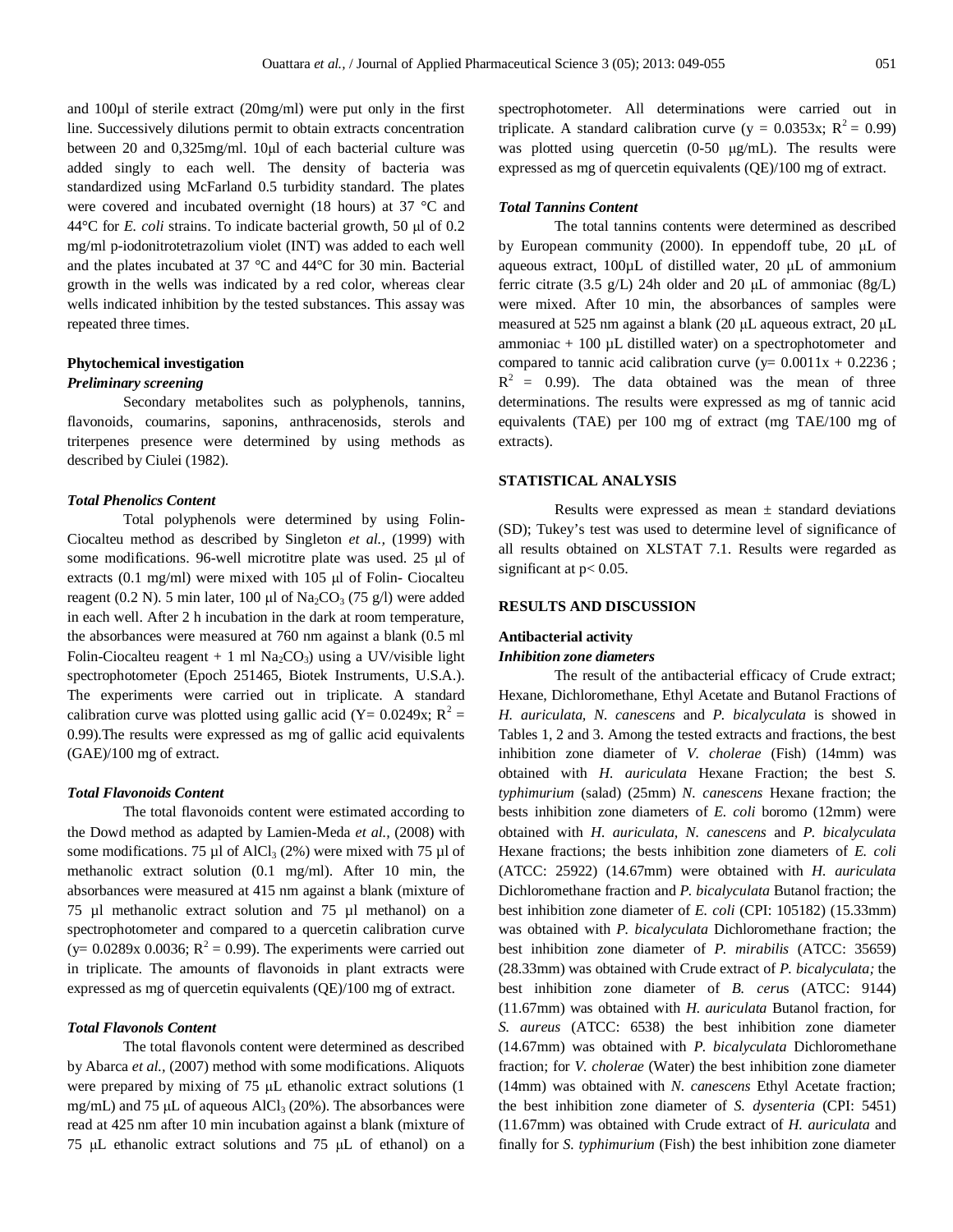and 100µl of sterile extract (20mg/ml) were put only in the first line. Successively dilutions permit to obtain extracts concentration between 20 and 0,325mg/ml. 10µl of each bacterial culture was added singly to each well. The density of bacteria was standardized using McFarland 0.5 turbidity standard. The plates were covered and incubated overnight (18 hours) at 37 °C and 44°C for *E. coli* strains. To indicate bacterial growth, 50 µl of 0.2 mg/ml p-iodonitrotetrazolium violet (INT) was added to each well and the plates incubated at 37 °C and 44°C for 30 min. Bacterial growth in the wells was indicated by a red color, whereas clear wells indicated inhibition by the tested substances. This assay was repeated three times.

**Phytochemical investigation**

***Preliminary screening***

Secondary metabolites such as polyphenols, tannins, flavonoids, coumarins, saponins, anthracenosids, sterols and triterpenes presence were determined by using methods as described by Ciulei (1982).

***Total Phenolics Content***

Total polyphenols were determined by using Folin-Ciocalteu method as described by Singleton *et al.,* (1999) with some modifications. 96-well microtitre plate was used. 25 µl of extracts (0.1 mg/ml) were mixed with 105 µl of Folin- Ciocalteu reagent (0.2 N). 5 min later, 100 µl of $Na_2CO_3$ (75 g/l) were added in each well. After 2 h incubation in the dark at room temperature, the absorbances were measured at 760 nm against a blank (0.5 ml Folin-Ciocalteu reagent + 1 ml $Na_2CO_3$) using a UV/visible light spectrophotometer (Epoch 251465, Biotek Instruments, U.S.A.). The experiments were carried out in triplicate. A standard calibration curve was plotted using gallic acid ($Y= 0.0249x$; $R^2 = 0.99$).The results were expressed as mg of gallic acid equivalents (GAE)/100 mg of extract.

***Total Flavonoids Content***

The total flavonoids content were estimated according to the Dowd method as adapted by Lamien-Meda *et al.,* (2008) with some modifications. 75 µl of $AlCl_3$ (2%) were mixed with 75 µl of methanolic extract solution (0.1 mg/ml). After 10 min, the absorbances were measured at 415 nm against a blank (mixture of 75 µl methanolic extract solution and 75 µl methanol) on a spectrophotometer and compared to a quercetin calibration curve ($y= 0.0289x\ 0.0036$; $R^2 = 0.99$). The experiments were carried out in triplicate. The amounts of flavonoids in plant extracts were expressed as mg of quercetin equivalents (QE)/100 mg of extract.

***Total Flavonols Content***

The total flavonols content were determined as described by Abarca *et al.,* (2007) method with some modifications. Aliquots were prepared by mixing of 75 µL ethanolic extract solutions (1 mg/mL) and 75 µL of aqueous $AlCl_3$ (20%). The absorbances were read at 425 nm after 10 min incubation against a blank (mixture of 75 µL ethanolic extract solutions and 75 µL of ethanol) on a spectrophotometer. All determinations were carried out in triplicate. A standard calibration curve ($y = 0.0353x$; $R^2 = 0.99$) was plotted using quercetin (0-50 µg/mL). The results were expressed as mg of quercetin equivalents (QE)/100 mg of extract.

***Total Tannins Content***

The total tannins contents were determined as described by European community (2000). In eppendoff tube, 20 µL of aqueous extract, 100µL of distilled water, 20 µL of ammonium ferric citrate (3.5 g/L) 24h older and 20 µL of ammoniac (8g/L) were mixed. After 10 min, the absorbances of samples were measured at 525 nm against a blank (20 µL aqueous extract, 20 µL ammoniac + 100 µL distilled water) on a spectrophotometer and compared to tannic acid calibration curve ($y= 0.0011x + 0.2236$ ; $R^2 = 0.99$). The data obtained was the mean of three determinations. The results were expressed as mg of tannic acid equivalents (TAE) per 100 mg of extract (mg TAE/100 mg of extracts).

## STATISTICAL ANALYSIS

Results were expressed as mean ± standard deviations (SD); Tukey's test was used to determine level of significance of all results obtained on XLSTAT 7.1. Results were regarded as significant at $p< 0.05$.

## RESULTS AND DISCUSSION

**Antibacterial activity**

***Inhibition zone diameters***

The result of the antibacterial efficacy of Crude extract; Hexane, Dichloromethane, Ethyl Acetate and Butanol Fractions of *H. auriculata, N. canescens* and *P. bicalyculata* is showed in Tables 1, 2 and 3. Among the tested extracts and fractions, the best inhibition zone diameter of *V. cholerae* (Fish) (14mm) was obtained with *H. auriculata* Hexane Fraction; the best *S. typhimurium* (salad) (25mm) *N. canescens* Hexane fraction; the bests inhibition zone diameters of *E. coli* boromo (12mm) were obtained with *H. auriculata, N. canescens* and *P. bicalyculata* Hexane fractions; the bests inhibition zone diameters of *E. coli* (ATCC: 25922) (14.67mm) were obtained with *H. auriculata* Dichloromethane fraction and *P. bicalyculata* Butanol fraction; the best inhibition zone diameter of *E. coli* (CPI: 105182) (15.33mm) was obtained with *P. bicalyculata* Dichloromethane fraction; the best inhibition zone diameter of *P. mirabilis* (ATCC: 35659) (28.33mm) was obtained with Crude extract of *P. bicalyculata;* the best inhibition zone diameter of *B. cerus* (ATCC: 9144) (11.67mm) was obtained with *H. auriculata* Butanol fraction, for *S. aureus* (ATCC: 6538) the best inhibition zone diameter (14.67mm) was obtained with *P. bicalyculata* Dichloromethane fraction; for *V. cholerae* (Water) the best inhibition zone diameter (14mm) was obtained with *N. canescens* Ethyl Acetate fraction; the best inhibition zone diameter of *S. dysenteria* (CPI: 5451) (11.67mm) was obtained with Crude extract of *H. auriculata* and finally for *S. typhimurium* (Fish) the best inhibition zone diameter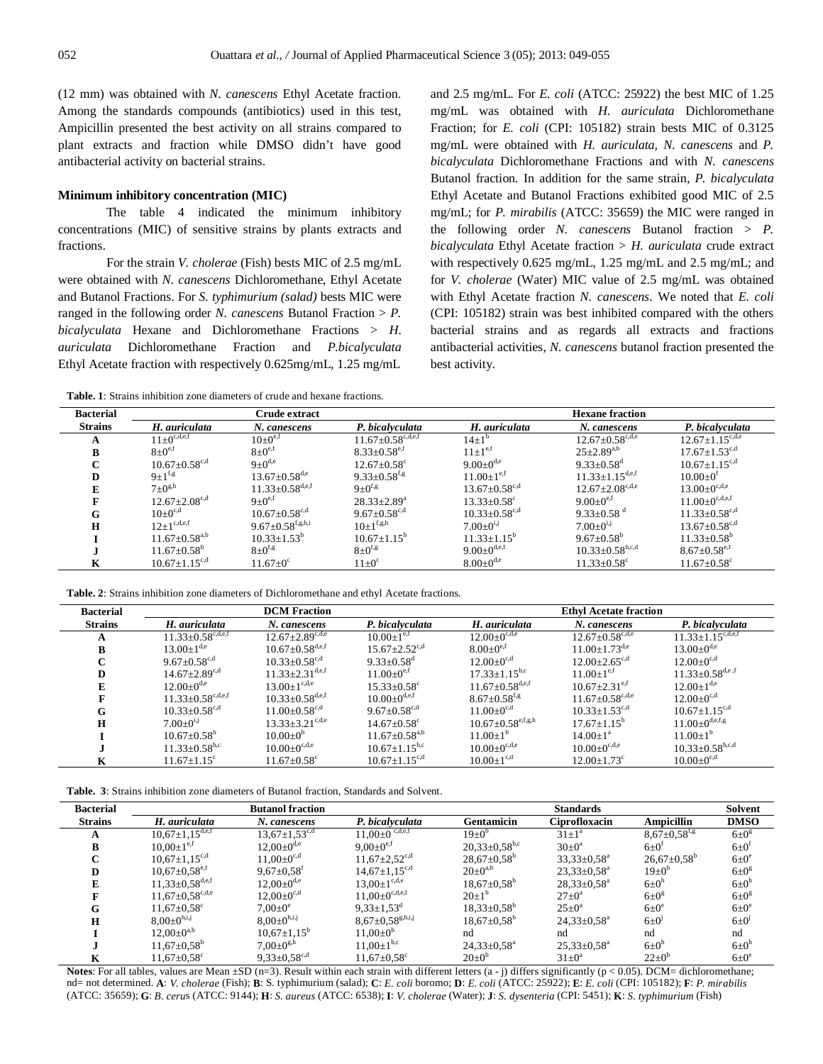(12 mm) was obtained with *N. canescens* Ethyl Acetate fraction. Among the standards compounds (antibiotics) used in this test, Ampicillin presented the best activity on all strains compared to plant extracts and fraction while DMSO didn't have good antibacterial activity on bacterial strains.

### Minimum inhibitory concentration (MIC)

The table 4 indicated the minimum inhibitory concentrations (MIC) of sensitive strains by plants extracts and fractions.

For the strain *V. cholerae* (Fish) bests MIC of 2.5 mg/mL were obtained with *N. canescens* Dichloromethane, Ethyl Acetate and Butanol Fractions. For *S. typhimurium (salad)* bests MIC were ranged in the following order *N. canescens* Butanol Fraction > *P. bicalyculata* Hexane and Dichloromethane Fractions > *H. auriculata* Dichloromethane Fraction and *P.bicalyculata* Ethyl Acetate fraction with respectively 0.625mg/mL, 1.25 mg/mL and 2.5 mg/mL. For *E. coli* (ATCC: 25922) the best MIC of 1.25 mg/mL was obtained with *H. auriculata* Dichloromethane Fraction; for *E. coli* (CPI: 105182) strain bests MIC of 0.3125 mg/mL were obtained with *H. auriculata*, *N. canescens* and *P. bicalyculata* Dichloromethane Fractions and with *N. canescens* Butanol fraction. In addition for the same strain, *P. bicalyculata* Ethyl Acetate and Butanol Fractions exhibited good MIC of 2.5 mg/mL; for *P. mirabilis* (ATCC: 35659) the MIC were ranged in the following order *N. canescens* Butanol fraction > *P. bicalyculata* Ethyl Acetate fraction > *H. auriculata* crude extract with respectively 0.625 mg/mL, 1.25 mg/mL and 2.5 mg/mL; and for *V. cholerae* (Water) MIC value of 2.5 mg/mL was obtained with Ethyl Acetate fraction *N. canescens*. We noted that *E. coli* (CPI: 105182) strain was best inhibited compared with the others bacterial strains and as regards all extracts and fractions antibacterial activities, *N. canescens* butanol fraction presented the best activity.

**Table. 1**: Strains inhibition zone diameters of crude and hexane fractions.

| Bacterial | Crude extract | | | Hexane fraction | | |
|---|---|---|---|---|---|---|
| Strains | *H. auriculata* | *N. canescens* | *P. bicalyculata* | *H. auriculata* | *N. canescens* | *P. bicalyculata* |
| A | 11±0[c,d,e,f] | 10±0[e,f] | 11.67±0.58[c,d,e,f] | 14±1[b] | 12.67±0.58[c,d,e] | 12.67±1.15[c,d,e] |
| B | 8±0[e,f] | 8±0[e,f] | 8.33±0.58[e,f] | 11±1[e,f] | 25±2.89[a,b] | 17.67±1.53[c,d] |
| C | 10.67±0.58[c,d] | 9±0[d,e] | 12.67±0.58[c] | 9.00±0[d,e] | 9.33±0.58[d] | 10.67±1.15[c,d] |
| D | 9±1[f,g] | 13.67±0.58[d,e] | 9.33±0.58[f,g] | 11.00±1[e,f] | 11.33±1.15[d,e,f] | 10.00±0[f] |
| E | 7±0[g,h] | 11.33±0.58[d,e,f] | 9±0[f,g] | 13.67±0.58[c,d] | 12.67±2.08[c,d,e] | 13.00±0[c,d,e] |
| F | 12.67±2.08[c,d] | 9±0[e,f] | 28.33±2.89[a] | 13.33±0.58[c] | 9.00±0[e,f] | 11.00±0[c,d,e,f] |
| G | 10±0[c,d] | 10.67±0.58[c,d] | 9.67±0.58[c,d] | 10.33±0.58[c,d] | 9.33±0.58 [d] | 11.33±0.58[c,d] |
| H | 12±1[c,d,e,f] | 9.67±0.58[f,g,h,i] | 10±1[f,g,h] | 7.00±0[i,j] | 7.00±0[i,j] | 13.67±0.58[c,d] |
| I | 11.67±0.58[a,b] | 10.33±1.53[b] | 10.67±1.15[b] | 11.33±1.15[b] | 9.67±0.58[b] | 11.33±0.58[b] |
| J | 11.67±0.58[b] | 8±0[f,g] | 8±0[f,g] | 9.00±0[d,e,f] | 10.33±0.58[b,c,d] | 8.67±0.58[e,f] |
| K | 10.67±1.15[c,d] | 11.67±0[c] | 11±0[c] | 8.00±0[d,e] | 11.33±0.58[c] | 11.67±0.58[c] |

**Table. 2**: Strains inhibition zone diameters of Dichloromethane and ethyl Acetate fractions.

| Bacterial | DCM Fraction | | | Ethyl Acetate fraction | | |
|---|---|---|---|---|---|---|
| Strains | *H. auriculata* | *N. canescens* | *P. bicalyculata* | *H. auriculata* | *N. canescens* | *P. bicalyculata* |
| A | 11.33±0.58[c,d,e,f] | 12.67±2.89[c,d,e] | 10.00±1[e,f] | 12.00±0[c,d,e] | 12.67±0.58[c,d,e] | 11.33±1.15[c,d,e,f] |
| B | 13.00±1[d,e] | 10.67±0.58[d,e,f] | 15.67±2.52[c,d] | 8.00±0[e,f] | 11.00±1.73[d,e] | 13.00±0[d,e] |
| C | 9.67±0.58[c,d] | 10.33±0.58[c,d] | 9.33±0.58[d] | 12.00±0[c,d] | 12.00±2.65[c,d] | 12.00±0[c,d] |
| D | 14.67±2.89[c,d] | 11.33±2.31[d,e,f] | 11.00±0[e,f] | 17.33±1.15[b,c] | 11.00±1[e,f] | 11.33±0.58[d,e ,f] |
| E | 12.00±0[d,e] | 13.00±1[c,d,e] | 15.33±0.58[c] | 11.67±0.58[d,e,f] | 10.67±2.31[e,f] | 12.00±1[d,e] |
| F | 11.33±0.58[c,d,e,f] | 10.33±0.58[d,e,f] | 10.00±0[d,e,f] | 8.67±0.58[f,g] | 11.67±0.58[c,d,e] | 12.00±0[c,d] |
| G | 10.33±0.58[c,d] | 11.00±0.58[c,d] | 9.67±0.58[c,d] | 11.00±0[c,d] | 10.33±1.53[c,d] | 10.67±1.15[c,d] |
| H | 7.00±0[i,j] | 13.33±3.21[c,d,e] | 14.67±0.58[c] | 10.67±0.58[e,f,g,h] | 17.67±1.15[b] | 11.00±0[d,e,f,g] |
| I | 10.67±0.58[b] | 10.00±0[b] | 11.67±0.58[a,b] | 11.00±1[b] | 14.00±1[a] | 11.00±1[b] |
| J | 11.33±0.58[b,c] | 10.00±0[c,d,e] | 10.67±1.15[b,c] | 10.00±0[c,d,e] | 10.00±0[c,d,e] | 10.33±0.58[b,c,d] |
| K | 11.67±1.15[c] | 11.67±0.58[c] | 10.67±1.15[c,d] | 10.00±1[c,d] | 12.00±1.73[c] | 10.00±0[c,d] |

**Table. 3**: Strains inhibition zone diameters of Butanol fraction, Standards and Solvent.

| Bacterial | Butanol fraction | | | Standards | | | Solvent |
|---|---|---|---|---|---|---|---|
| Strains | *H. auriculata* | *N. canescens* | *P. bicalyculata* | Gentamicin | Ciprofloxacin | Ampicillin | DMSO |
| A | 10,67±1,15[d,e,f] | 13,67±1,53[c,d] | 11,00±0 [c,d,e,f] | 19±0[b] | 31±1[a] | 8,67±0,58[f,g] | 6±0[g] |
| B | 10,00±1[e,f] | 12,00±0[d,e] | 9,00±0[e,f] | 20,33±0,58[b,c] | 30±0[a] | 6±0[f] | 6±0[f] |
| C | 10,67±1,15[c,d] | 11,00±0[c,d] | 11,67±2,52[c,d] | 28,67±0,58[b] | 33,33±0,58[a] | 26,67±0,58[b] | 6±0[e] |
| D | 10,67±0,58[e,f] | 9,67±0,58[f] | 14,67±1,15[c,d] | 20±0[a,b] | 23,33±0,58[a] | 19±0[b] | 6±0[g] |
| E | 11,33±0,58[d,e,f] | 12,00±0[d,e] | 13,00±1[c,d,e] | 18,67±0,58[b] | 28,33±0,58[a] | 6±0[h] | 6±0[h] |
| F | 11,67±0,58[c,d,e] | 12,00±0[c,d] | 11,00±0[c,d,e,f] | 20±1[b] | 27±0[a] | 6±0[g] | 6±0[g] |
| G | 11,67±0,58[c] | 7,00±0[e] | 9,33±1,53[d] | 18,33±0,58[b] | 25±0[a] | 6±0[e] | 6±0[e] |
| H | 8,00±0[h,i,j] | 8,00±0[h,i,j] | 8,67±0,58[g,h,i,j] | 18,67±0,58[b] | 24,33±0,58[a] | 6±0[j] | 6±0[j] |
| I | 12,00±0[a,b] | 10,67±1,15[b] | 11,00±0[b] | nd | nd | nd | nd |
| J | 11,67±0,58[b] | 7,00±0[g,h] | 11,00±1[b,c] | 24,33±0,58[a] | 25,33±0,58[a] | 6±0[h] | 6±0[h] |
| K | 11,67±0,58[c] | 9,33±0,58[c,d] | 11,67±0,58[c] | 20±0[b] | 31±0[a] | 22±0[b] | 6±0[e] |

**Notes**: For all tables, values are Mean ±SD (n=3). Result within each strain with different letters (a - j) differs significantly ($p < 0.05$). DCM= dichloromethane; nd= not determined. **A**: *V. cholerae* (Fish); **B**: S. typhimurium (salad); **C**: *E. coli* boromo; **D**: *E. coli* (ATCC: 25922); **E**: *E. coli* (CPI: 105182); **F**: *P. mirabilis* (ATCC: 35659); **G**: *B. cerus* (ATCC: 9144); **H**: *S. aureus* (ATCC: 6538); **I**: *V. cholerae* (Water); **J**: *S. dysenteria* (CPI: 5451); **K**: *S. typhimurium* (Fish)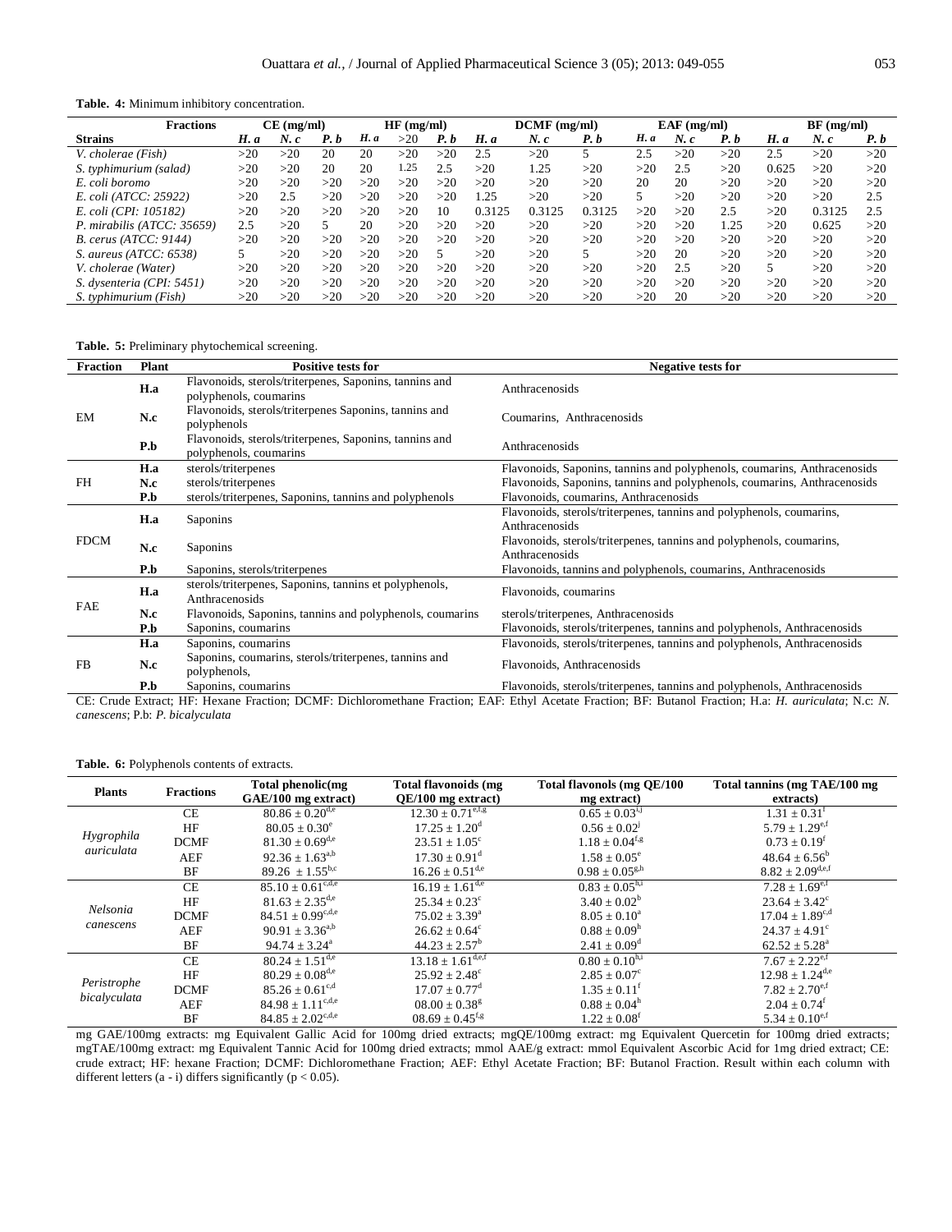**Table. 4:** Minimum inhibitory concentration.

| Fractions | CE (mg/ml) | | | HF (mg/ml) | | | DCMF (mg/ml) | | | EAF (mg/ml) | | | BF (mg/ml) | | |
|---|---|---|---|---|---|---|---|---|---|---|---|---|---|---|---|
| **Strains** | *H. a* | *N. c* | *P. b* | *H. a* | >20 | *P. b* | *H. a* | *N. c* | *P. b* | *H. a* | *N. c* | *P. b* | *H. a* | *N. c* | *P. b* |
| *V. cholerae (Fish)* | >20 | >20 | 20 | 20 | >20 | >20 | 2.5 | >20 | 5 | 2.5 | >20 | >20 | 2.5 | >20 | >20 |
| *S. typhimurium (salad)* | >20 | >20 | 20 | 20 | 1.25 | 2.5 | >20 | 1.25 | >20 | >20 | 2.5 | >20 | 0.625 | >20 | >20 |
| *E. coli boromo* | >20 | >20 | >20 | >20 | >20 | >20 | >20 | >20 | >20 | 20 | 20 | >20 | >20 | >20 | >20 |
| *E. coli (ATCC: 25922)* | >20 | 2.5 | >20 | >20 | >20 | >20 | 1.25 | >20 | >20 | 5 | >20 | >20 | >20 | >20 | 2.5 |
| *E. coli (CPI: 105182)* | >20 | >20 | >20 | >20 | >20 | 10 | 0.3125 | 0.3125 | 0.3125 | >20 | >20 | 2.5 | >20 | 0.3125 | 2.5 |
| *P. mirabilis (ATCC: 35659)* | 2.5 | >20 | 5 | 20 | >20 | >20 | >20 | >20 | >20 | >20 | >20 | 1.25 | >20 | 0.625 | >20 |
| *B. cerus (ATCC: 9144)* | >20 | >20 | >20 | >20 | >20 | >20 | >20 | >20 | >20 | >20 | >20 | >20 | >20 | >20 | >20 |
| *S. aureus (ATCC: 6538)* | 5 | >20 | >20 | >20 | >20 | 5 | >20 | >20 | 5 | >20 | 20 | >20 | >20 | >20 | >20 |
| *V. cholerae (Water)* | >20 | >20 | >20 | >20 | >20 | >20 | >20 | >20 | >20 | >20 | 2.5 | >20 | 5 | >20 | >20 |
| *S. dysenteria (CPI: 5451)* | >20 | >20 | >20 | >20 | >20 | >20 | >20 | >20 | >20 | >20 | >20 | >20 | >20 | >20 | >20 |
| *S. typhimurium (Fish)* | >20 | >20 | >20 | >20 | >20 | >20 | >20 | >20 | >20 | >20 | 20 | >20 | >20 | >20 | >20 |

**Table. 5:** Preliminary phytochemical screening.

| Fraction | Plant | Positive tests for | Negative tests for |
|---|---|---|---|
| EM | **H.a** | Flavonoids, sterols/triterpenes, Saponins, tannins and polyphenols, coumarins | Anthracenosids |
| | **N.c** | Flavonoids, sterols/triterpenes Saponins, tannins and polyphenols | Coumarins, Anthracenosids |
| | **P.b** | Flavonoids, sterols/triterpenes, Saponins, tannins and polyphenols, coumarins | Anthracenosids |
| FH | **H.a** | sterols/triterpenes | Flavonoids, Saponins, tannins and polyphenols, coumarins, Anthracenosids |
| | **N.c** | sterols/triterpenes | Flavonoids, Saponins, tannins and polyphenols, coumarins, Anthracenosids |
| | **P.b** | sterols/triterpenes, Saponins, tannins and polyphenols | Flavonoids, coumarins, Anthracenosids |
| FDCM | **H.a** | Saponins | Flavonoids, sterols/triterpenes, tannins and polyphenols, coumarins, Anthracenosids |
| | **N.c** | Saponins | Flavonoids, sterols/triterpenes, tannins and polyphenols, coumarins, Anthracenosids |
| | **P.b** | Saponins, sterols/triterpenes | Flavonoids, tannins and polyphenols, coumarins, Anthracenosids |
| FAE | **H.a** | sterols/triterpenes, Saponins, tannins et polyphenols, Anthracenosids | Flavonoids, coumarins |
| | **N.c** | Flavonoids, Saponins, tannins and polyphenols, coumarins | sterols/triterpenes, Anthracenosids |
| | **P.b** | Saponins, coumarins | Flavonoids, sterols/triterpenes, tannins and polyphenols, Anthracenosids |
| FB | **H.a** | Saponins, coumarins | Flavonoids, sterols/triterpenes, tannins and polyphenols, Anthracenosids |
| | **N.c** | Saponins, coumarins, sterols/triterpenes, tannins and polyphenols, | Flavonoids, Anthracenosids |
| | **P.b** | Saponins, coumarins | Flavonoids, sterols/triterpenes, tannins and polyphenols, Anthracenosids |

CE: Crude Extract; HF: Hexane Fraction; DCMF: Dichloromethane Fraction; EAF: Ethyl Acetate Fraction; BF: Butanol Fraction; H.a: *H. auriculata*; N.c: *N. canescens*; P.b: *P. bicalyculata*

**Table. 6:** Polyphenols contents of extracts.

| Plants | Fractions | Total phenolic(mg GAE/100 mg extract) | Total flavonoids (mg QE/100 mg extract) | Total flavonols (mg QE/100 mg extract) | Total tannins (mg TAE/100 mg extracts) |
|---|---|---|---|---|---|
| *Hygrophila auriculata* | CE | $80.86 \pm 0.20^{d,e}$ | $12.30 \pm 0.71^{e,f,g}$ | $0.65 \pm 0.03^{i,j}$ | $1.31 \pm 0.31^{f}$ |
| | HF | $80.05 \pm 0.30^{e}$ | $17.25 \pm 1.20^{d}$ | $0.56 \pm 0.02^{j}$ | $5.79 \pm 1.29^{e,f}$ |
| | DCMF | $81.30 \pm 0.69^{d,e}$ | $23.51 \pm 1.05^{c}$ | $1.18 \pm 0.04^{f,g}$ | $0.73 \pm 0.19^{f}$ |
| | AEF | $92.36 \pm 1.63^{a,b}$ | $17.30 \pm 0.91^{d}$ | $1.58 \pm 0.05^{e}$ | $48.64 \pm 6.56^{b}$ |
| | BF | $89.26 \pm 1.55^{b,c}$ | $16.26 \pm 0.51^{d,e}$ | $0.98 \pm 0.05^{g,h}$ | $8.82 \pm 2.09^{d,e,f}$ |
| *Nelsonia canescens* | CE | $85.10 \pm 0.61^{c,d,e}$ | $16.19 \pm 1.61^{d,e}$ | $0.83 \pm 0.05^{h,i}$ | $7.28 \pm 1.69^{e,f}$ |
| | HF | $81.63 \pm 2.35^{d,e}$ | $25.34 \pm 0.23^{c}$ | $3.40 \pm 0.02^{b}$ | $23.64 \pm 3.42^{c}$ |
| | DCMF | $84.51 \pm 0.99^{c,d,e}$ | $75.02 \pm 3.39^{a}$ | $8.05 \pm 0.10^{a}$ | $17.04 \pm 1.89^{c,d}$ |
| | AEF | $90.91 \pm 3.36^{a,b}$ | $26.62 \pm 0.64^{c}$ | $0.88 \pm 0.09^{h}$ | $24.37 \pm 4.91^{c}$ |
| | BF | $94.74 \pm 3.24^{a}$ | $44.23 \pm 2.57^{b}$ | $2.41 \pm 0.09^{d}$ | $62.52 \pm 5.28^{a}$ |
| *Peristrophe bicalyculata* | CE | $80.24 \pm 1.51^{d,e}$ | $13.18 \pm 1.61^{d,e,f}$ | $0.80 \pm 0.10^{h,i}$ | $7.67 \pm 2.22^{e,f}$ |
| | HF | $80.29 \pm 0.08^{d,e}$ | $25.92 \pm 2.48^{c}$ | $2.85 \pm 0.07^{c}$ | $12.98 \pm 1.24^{d,e}$ |
| | DCMF | $85.26 \pm 0.61^{c,d}$ | $17.07 \pm 0.77^{d}$ | $1.35 \pm 0.11^{f}$ | $7.82 \pm 2.70^{e,f}$ |
| | AEF | $84.98 \pm 1.11^{c,d,e}$ | $08.00 \pm 0.38^{g}$ | $0.88 \pm 0.04^{h}$ | $2.04 \pm 0.74^{f}$ |
| | BF | $84.85 \pm 2.02^{c,d,e}$ | $08.69 \pm 0.45^{f,g}$ | $1.22 \pm 0.08^{f}$ | $5.34 \pm 0.10^{e,f}$ |

mg GAE/100mg extracts: mg Equivalent Gallic Acid for 100mg dried extracts; mgQE/100mg extract: mg Equivalent Quercetin for 100mg dried extracts; mgTAE/100mg extract: mg Equivalent Tannic Acid for 100mg dried extracts; mmol AAE/g extract: mmol Equivalent Ascorbic Acid for 1mg dried extract; CE: crude extract; HF: hexane Fraction; DCMF: Dichloromethane Fraction; AEF: Ethyl Acetate Fraction; BF: Butanol Fraction. Result within each column with different letters (a - i) differs significantly ($p < 0.05$).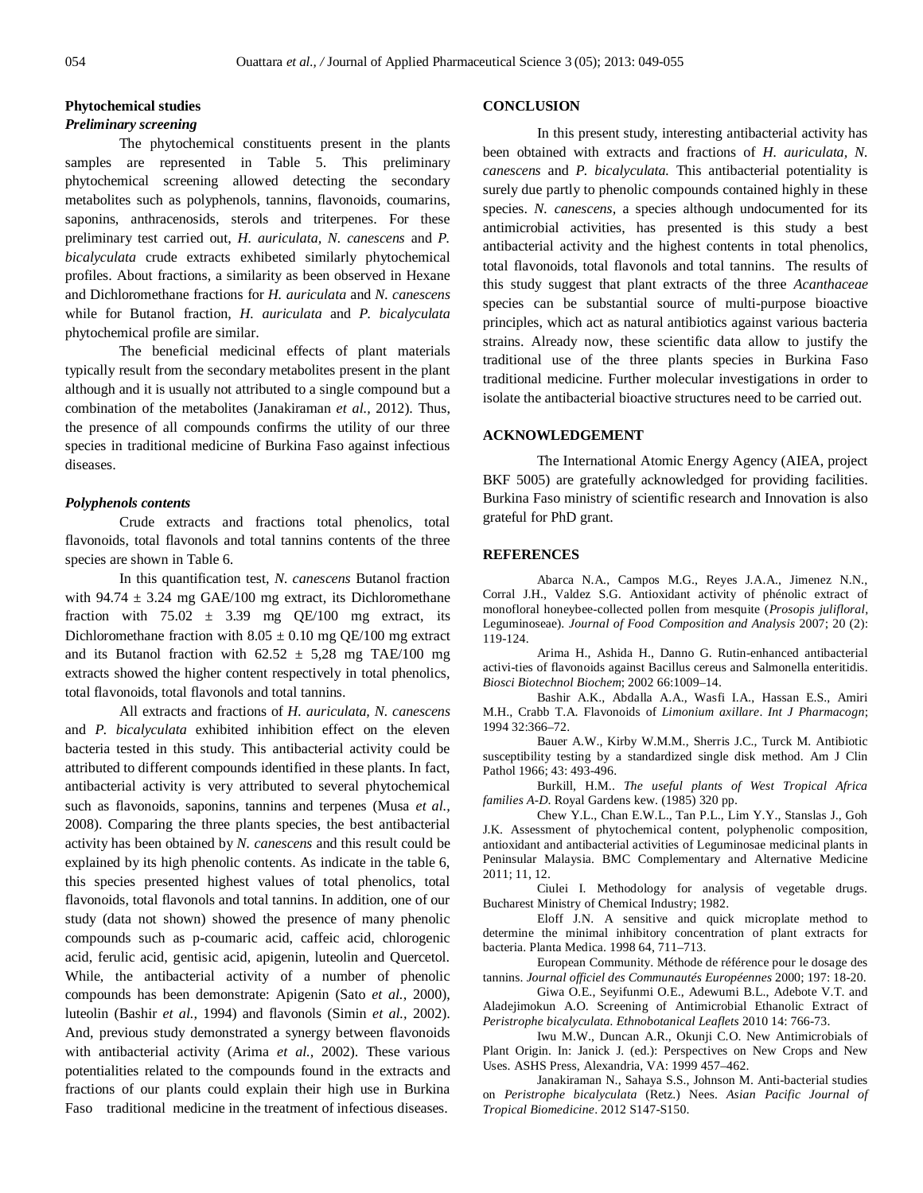## Phytochemical studies

### *Preliminary screening*

The phytochemical constituents present in the plants samples are represented in Table 5. This preliminary phytochemical screening allowed detecting the secondary metabolites such as polyphenols, tannins, flavonoids, coumarins, saponins, anthracenosids, sterols and triterpenes. For these preliminary test carried out, *H. auriculata*, *N. canescens* and *P. bicalyculata* crude extracts exhibeted similarly phytochemical profiles. About fractions, a similarity as been observed in Hexane and Dichloromethane fractions for *H. auriculata* and *N. canescens* while for Butanol fraction, *H. auriculata* and *P. bicalyculata* phytochemical profile are similar.

The beneficial medicinal effects of plant materials typically result from the secondary metabolites present in the plant although and it is usually not attributed to a single compound but a combination of the metabolites (Janakiraman *et al.,* 2012). Thus, the presence of all compounds confirms the utility of our three species in traditional medicine of Burkina Faso against infectious diseases.

### *Polyphenols contents*

Crude extracts and fractions total phenolics, total flavonoids, total flavonols and total tannins contents of the three species are shown in Table 6.

In this quantification test, *N. canescens* Butanol fraction with $94.74 \pm 3.24$ mg GAE/100 mg extract, its Dichloromethane fraction with $75.02 \pm 3.39$ mg QE/100 mg extract, its Dichloromethane fraction with $8.05 \pm 0.10$ mg QE/100 mg extract and its Butanol fraction with $62.52 \pm 5{,}28$ mg TAE/100 mg extracts showed the higher content respectively in total phenolics, total flavonoids, total flavonols and total tannins.

All extracts and fractions of *H. auriculata, N. canescens* and *P. bicalyculata* exhibited inhibition effect on the eleven bacteria tested in this study. This antibacterial activity could be attributed to different compounds identified in these plants. In fact, antibacterial activity is very attributed to several phytochemical such as flavonoids, saponins, tannins and terpenes (Musa *et al.,* 2008). Comparing the three plants species, the best antibacterial activity has been obtained by *N. canescens* and this result could be explained by its high phenolic contents. As indicate in the table 6, this species presented highest values of total phenolics, total flavonoids, total flavonols and total tannins. In addition, one of our study (data not shown) showed the presence of many phenolic compounds such as p-coumaric acid, caffeic acid, chlorogenic acid, ferulic acid, gentisic acid, apigenin, luteolin and Quercetol. While, the antibacterial activity of a number of phenolic compounds has been demonstrate: Apigenin (Sato *et al.,* 2000), luteolin (Bashir *et al.,* 1994) and flavonols (Simin *et al.,* 2002). And, previous study demonstrated a synergy between flavonoids with antibacterial activity (Arima *et al.,* 2002). These various potentialities related to the compounds found in the extracts and fractions of our plants could explain their high use in Burkina Faso traditional medicine in the treatment of infectious diseases.

## CONCLUSION

In this present study, interesting antibacterial activity has been obtained with extracts and fractions of *H. auriculata*, *N. canescens* and *P. bicalyculata.* This antibacterial potentiality is surely due partly to phenolic compounds contained highly in these species. *N. canescens*, a species although undocumented for its antimicrobial activities, has presented is this study a best antibacterial activity and the highest contents in total phenolics, total flavonoids, total flavonols and total tannins. The results of this study suggest that plant extracts of the three *Acanthaceae* species can be substantial source of multi-purpose bioactive principles, which act as natural antibiotics against various bacteria strains. Already now, these scientific data allow to justify the traditional use of the three plants species in Burkina Faso traditional medicine. Further molecular investigations in order to isolate the antibacterial bioactive structures need to be carried out.

## ACKNOWLEDGEMENT

The International Atomic Energy Agency (AIEA, project BKF 5005) are gratefully acknowledged for providing facilities. Burkina Faso ministry of scientific research and Innovation is also grateful for PhD grant.

## REFERENCES

Abarca N.A., Campos M.G., Reyes J.A.A., Jimenez N.N., Corral J.H., Valdez S.G. Antioxidant activity of phénolic extract of monofloral honeybee-collected pollen from mesquite (*Prosopis juliflora*l, Leguminoseae). *Journal of Food Composition and Analysis* 2007; 20 (2): 119-124.

Arima H., Ashida H., Danno G. Rutin-enhanced antibacterial activi-ties of flavonoids against Bacillus cereus and Salmonella enteritidis. *Biosci Biotechnol Biochem*; 2002 66:1009–14.

Bashir A.K., Abdalla A.A., Wasfi I.A., Hassan E.S., Amiri M.H., Crabb T.A. Flavonoids of *Limonium axillare*. *Int J Pharmacogn*; 1994 32:366–72.

Bauer A.W., Kirby W.M.M., Sherris J.C., Turck M. Antibiotic susceptibility testing by a standardized single disk method. Am J Clin Pathol 1966; 43: 493-496.

Burkill, H.M.. *The useful plants of West Tropical Africa families A-D.* Royal Gardens kew. (1985) 320 pp.

Chew Y.L., Chan E.W.L., Tan P.L., Lim Y.Y., Stanslas J., Goh J.K. Assessment of phytochemical content, polyphenolic composition, antioxidant and antibacterial activities of Leguminosae medicinal plants in Peninsular Malaysia. BMC Complementary and Alternative Medicine 2011; 11, 12.

Ciulei I. Methodology for analysis of vegetable drugs. Bucharest Ministry of Chemical Industry; 1982.

Eloff J.N. A sensitive and quick microplate method to determine the minimal inhibitory concentration of plant extracts for bacteria. Planta Medica. 1998 64, 711–713.

European Community. Méthode de référence pour le dosage des tannins. *Journal officiel des Communautés Européennes* 2000; 197: 18-20.

Giwa O.E., Seyifunmi O.E., Adewumi B.L., Adebote V.T. and Aladejimokun A.O. Screening of Antimicrobial Ethanolic Extract of *Peristrophe bicalyculata. Ethnobotanical Leaflets* 2010 14: 766-73.

Iwu M.W., Duncan A.R., Okunji C.O. New Antimicrobials of Plant Origin. In: Janick J. (ed.): Perspectives on New Crops and New Uses. ASHS Press, Alexandria, VA: 1999 457–462.

Janakiraman N., Sahaya S.S., Johnson M. Anti-bacterial studies on *Peristrophe bicalyculata* (Retz.) Nees. *Asian Pacific Journal of Tropical Biomedicine*. 2012 S147-S150.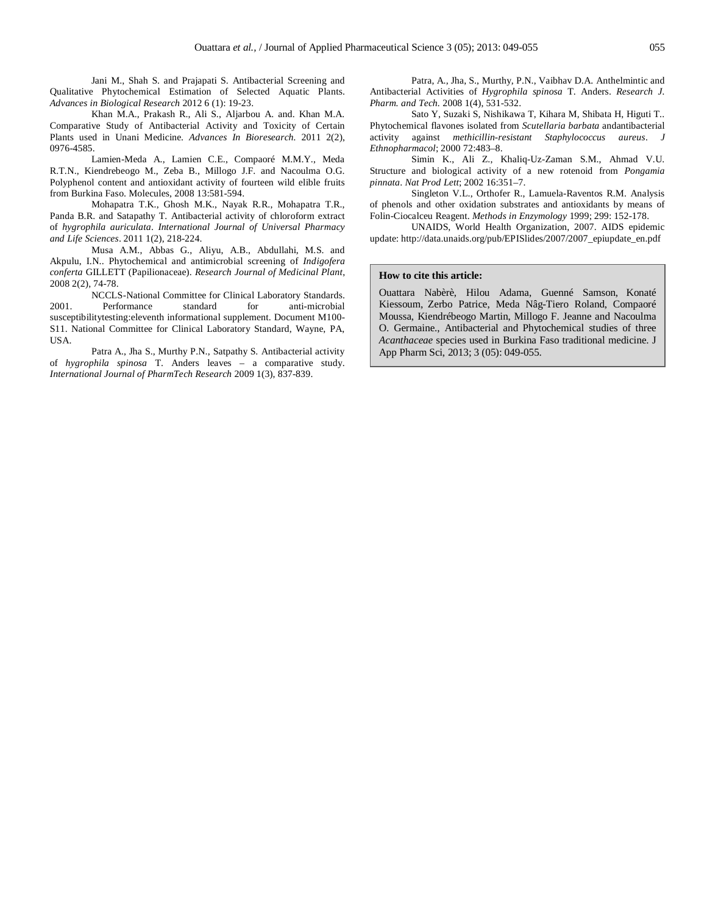Jani M., Shah S. and Prajapati S. Antibacterial Screening and Qualitative Phytochemical Estimation of Selected Aquatic Plants. *Advances in Biological Research* 2012 6 (1): 19-23.

Khan M.A., Prakash R., Ali S., Aljarbou A. and. Khan M.A. Comparative Study of Antibacterial Activity and Toxicity of Certain Plants used in Unani Medicine. *Advances In Bioresearch.* 2011 2(2), 0976-4585.

Lamien-Meda A., Lamien C.E., Compaoré M.M.Y., Meda R.T.N., Kiendrebeogo M., Zeba B., Millogo J.F. and Nacoulma O.G. Polyphenol content and antioxidant activity of fourteen wild elible fruits from Burkina Faso. Molecules, 2008 13:581-594.

Mohapatra T.K., Ghosh M.K., Nayak R.R., Mohapatra T.R., Panda B.R. and Satapathy T. Antibacterial activity of chloroform extract of *hygrophila auriculata*. *International Journal of Universal Pharmacy and Life Sciences*. 2011 1(2), 218-224.

Musa A.M., Abbas G., Aliyu, A.B., Abdullahi, M.S. and Akpulu, I.N.. Phytochemical and antimicrobial screening of *Indigofera conferta* GILLETT (Papilionaceae). *Research Journal of Medicinal Plant*, 2008 2(2), 74-78.

NCCLS-National Committee for Clinical Laboratory Standards. 2001. Performance standard for anti-microbial susceptibilitytesting:eleventh informational supplement. Document M100-S11. National Committee for Clinical Laboratory Standard, Wayne, PA, USA.

Patra A., Jha S., Murthy P.N., Satpathy S. Antibacterial activity of *hygrophila spinosa* T. Anders leaves – a comparative study. *International Journal of PharmTech Research* 2009 1(3), 837-839.

Patra, A., Jha, S., Murthy, P.N., Vaibhav D.A. Anthelmintic and Antibacterial Activities of *Hygrophila spinosa* T. Anders. *Research J. Pharm. and Tech.* 2008 1(4), 531-532.

Sato Y, Suzaki S, Nishikawa T, Kihara M, Shibata H, Higuti T.. Phytochemical flavones isolated from *Scutellaria barbata* andantibacterial activity against *methicillin-resistant Staphylococcus aureus*. *J Ethnopharmacol*; 2000 72:483–8.

Simin K., Ali Z., Khaliq-Uz-Zaman S.M., Ahmad V.U. Structure and biological activity of a new rotenoid from *Pongamia pinnata*. *Nat Prod Lett*; 2002 16:351–7.

Singleton V.L., Orthofer R., Lamuela-Raventos R.M. Analysis of phenols and other oxidation substrates and antioxidants by means of Folin-Ciocalceu Reagent. *Methods in Enzymology* 1999; 299: 152-178.

UNAIDS, World Health Organization, 2007. AIDS epidemic update: http://data.unaids.org/pub/EPISlides/2007/2007_epiupdate_en.pdf

**How to cite this article:**

Ouattara Nabèrè, Hilou Adama, Guenné Samson, Konaté Kiessoum, Zerbo Patrice, Meda Nâg-Tiero Roland, Compaoré Moussa, Kiendrébeogo Martin, Millogo F. Jeanne and Nacoulma O. Germaine., Antibacterial and Phytochemical studies of three *Acanthaceae* species used in Burkina Faso traditional medicine. J App Pharm Sci, 2013; 3 (05): 049-055.